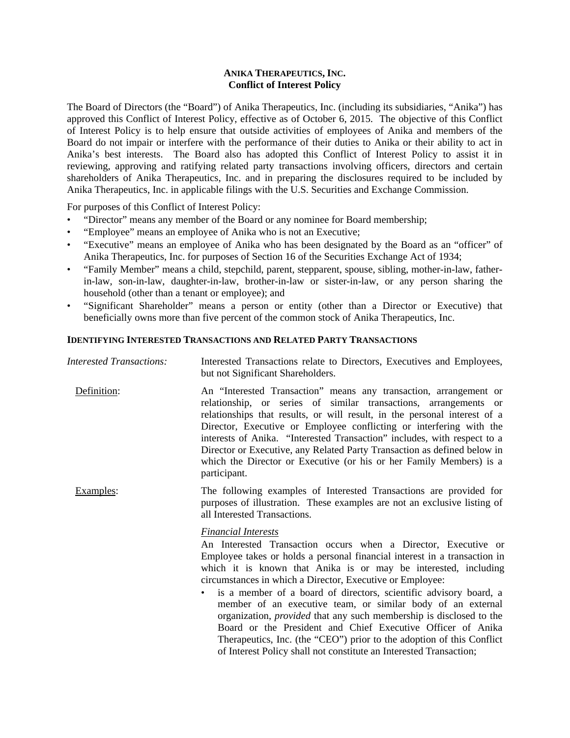# ANIKA THERAPEUTICS, INC.
## Conflict of Interest Policy

The Board of Directors (the "Board") of Anika Therapeutics, Inc. (including its subsidiaries, "Anika") has approved this Conflict of Interest Policy, effective as of October 6, 2015. The objective of this Conflict of Interest Policy is to help ensure that outside activities of employees of Anika and members of the Board do not impair or interfere with the performance of their duties to Anika or their ability to act in Anika's best interests. The Board also has adopted this Conflict of Interest Policy to assist it in reviewing, approving and ratifying related party transactions involving officers, directors and certain shareholders of Anika Therapeutics, Inc. and in preparing the disclosures required to be included by Anika Therapeutics, Inc. in applicable filings with the U.S. Securities and Exchange Commission.

For purposes of this Conflict of Interest Policy:

- "Director" means any member of the Board or any nominee for Board membership;
- "Employee" means an employee of Anika who is not an Executive;
- "Executive" means an employee of Anika who has been designated by the Board as an "officer" of Anika Therapeutics, Inc. for purposes of Section 16 of the Securities Exchange Act of 1934;
- "Family Member" means a child, stepchild, parent, stepparent, spouse, sibling, mother-in-law, father-in-law, son-in-law, daughter-in-law, brother-in-law or sister-in-law, or any person sharing the household (other than a tenant or employee); and
- "Significant Shareholder" means a person or entity (other than a Director or Executive) that beneficially owns more than five percent of the common stock of Anika Therapeutics, Inc.

### IDENTIFYING INTERESTED TRANSACTIONS AND RELATED PARTY TRANSACTIONS

*Interested Transactions:* Interested Transactions relate to Directors, Executives and Employees, but not Significant Shareholders.

Definition: An "Interested Transaction" means any transaction, arrangement or relationship, or series of similar transactions, arrangements or relationships that results, or will result, in the personal interest of a Director, Executive or Employee conflicting or interfering with the interests of Anika. "Interested Transaction" includes, with respect to a Director or Executive, any Related Party Transaction as defined below in which the Director or Executive (or his or her Family Members) is a participant.

Examples: The following examples of Interested Transactions are provided for purposes of illustration. These examples are not an exclusive listing of all Interested Transactions.

*Financial Interests*

An Interested Transaction occurs when a Director, Executive or Employee takes or holds a personal financial interest in a transaction in which it is known that Anika is or may be interested, including circumstances in which a Director, Executive or Employee:

- is a member of a board of directors, scientific advisory board, a member of an executive team, or similar body of an external organization, *provided* that any such membership is disclosed to the Board or the President and Chief Executive Officer of Anika Therapeutics, Inc. (the "CEO") prior to the adoption of this Conflict of Interest Policy shall not constitute an Interested Transaction;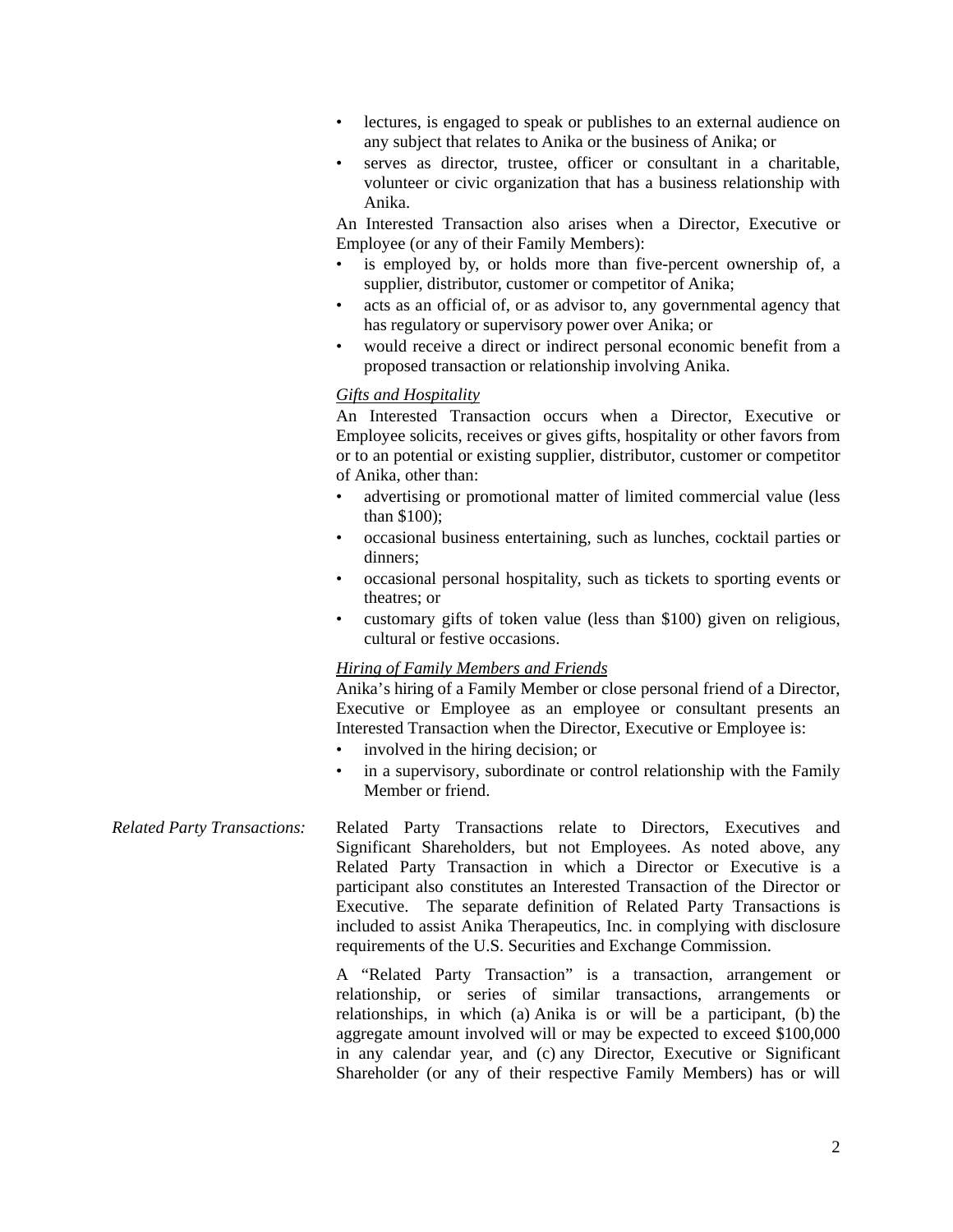- lectures, is engaged to speak or publishes to an external audience on any subject that relates to Anika or the business of Anika; or
- serves as director, trustee, officer or consultant in a charitable, volunteer or civic organization that has a business relationship with Anika.

An Interested Transaction also arises when a Director, Executive or Employee (or any of their Family Members):

- is employed by, or holds more than five-percent ownership of, a supplier, distributor, customer or competitor of Anika;
- acts as an official of, or as advisor to, any governmental agency that has regulatory or supervisory power over Anika; or
- would receive a direct or indirect personal economic benefit from a proposed transaction or relationship involving Anika.

*Gifts and Hospitality*

An Interested Transaction occurs when a Director, Executive or Employee solicits, receives or gives gifts, hospitality or other favors from or to an potential or existing supplier, distributor, customer or competitor of Anika, other than:

- advertising or promotional matter of limited commercial value (less than $100);
- occasional business entertaining, such as lunches, cocktail parties or dinners;
- occasional personal hospitality, such as tickets to sporting events or theatres; or
- customary gifts of token value (less than $100) given on religious, cultural or festive occasions.

*Hiring of Family Members and Friends*

Anika's hiring of a Family Member or close personal friend of a Director, Executive or Employee as an employee or consultant presents an Interested Transaction when the Director, Executive or Employee is:

- involved in the hiring decision; or
- in a supervisory, subordinate or control relationship with the Family Member or friend.

*Related Party Transactions:*

Related Party Transactions relate to Directors, Executives and Significant Shareholders, but not Employees. As noted above, any Related Party Transaction in which a Director or Executive is a participant also constitutes an Interested Transaction of the Director or Executive. The separate definition of Related Party Transactions is included to assist Anika Therapeutics, Inc. in complying with disclosure requirements of the U.S. Securities and Exchange Commission.

A "Related Party Transaction" is a transaction, arrangement or relationship, or series of similar transactions, arrangements or relationships, in which (a) Anika is or will be a participant, (b) the aggregate amount involved will or may be expected to exceed $100,000 in any calendar year, and (c) any Director, Executive or Significant Shareholder (or any of their respective Family Members) has or will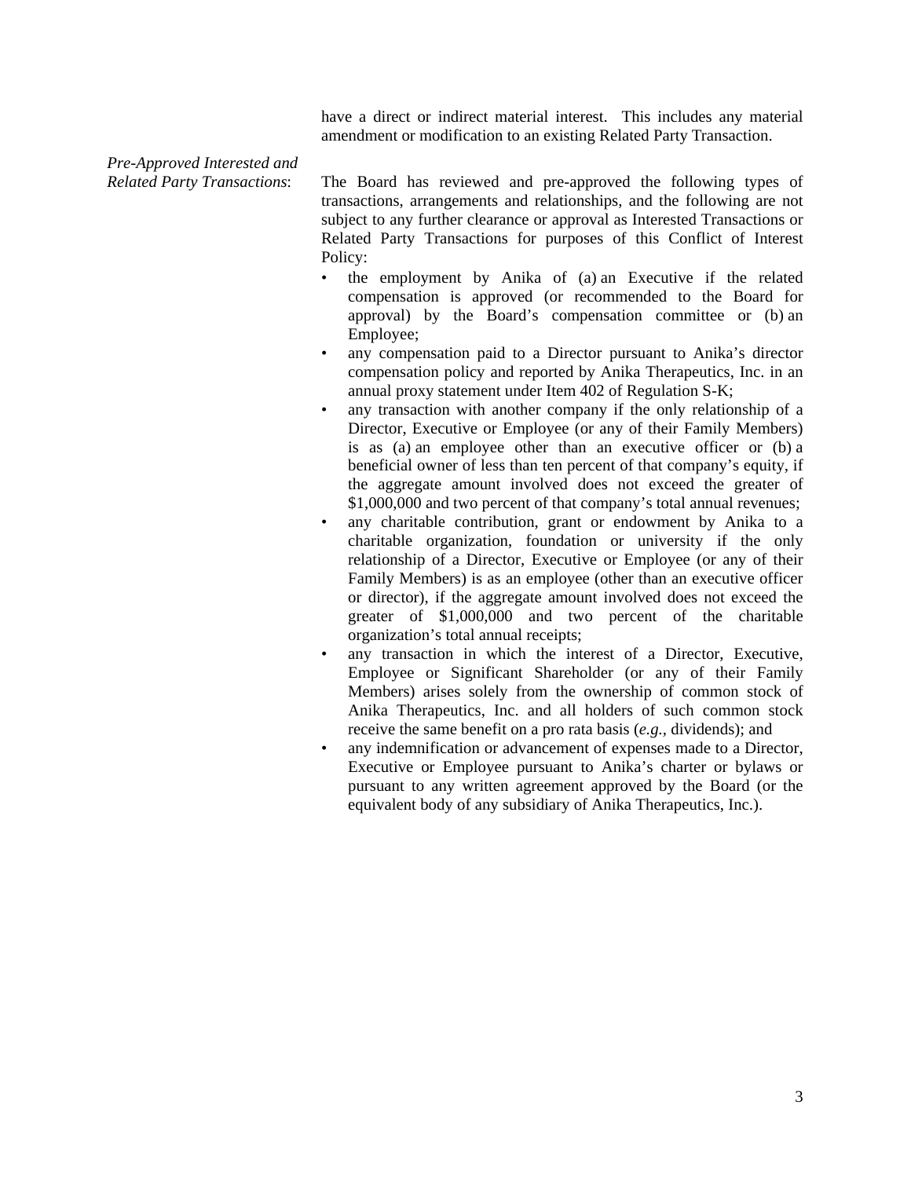have a direct or indirect material interest. This includes any material amendment or modification to an existing Related Party Transaction.

*Pre-Approved Interested and Related Party Transactions*: The Board has reviewed and pre-approved the following types of transactions, arrangements and relationships, and the following are not subject to any further clearance or approval as Interested Transactions or Related Party Transactions for purposes of this Conflict of Interest Policy:

- the employment by Anika of (a) an Executive if the related compensation is approved (or recommended to the Board for approval) by the Board's compensation committee or (b) an Employee;
- any compensation paid to a Director pursuant to Anika's director compensation policy and reported by Anika Therapeutics, Inc. in an annual proxy statement under Item 402 of Regulation S-K;
- any transaction with another company if the only relationship of a Director, Executive or Employee (or any of their Family Members) is as (a) an employee other than an executive officer or (b) a beneficial owner of less than ten percent of that company's equity, if the aggregate amount involved does not exceed the greater of $1,000,000 and two percent of that company's total annual revenues;
- any charitable contribution, grant or endowment by Anika to a charitable organization, foundation or university if the only relationship of a Director, Executive or Employee (or any of their Family Members) is as an employee (other than an executive officer or director), if the aggregate amount involved does not exceed the greater of $1,000,000 and two percent of the charitable organization's total annual receipts;
- any transaction in which the interest of a Director, Executive, Employee or Significant Shareholder (or any of their Family Members) arises solely from the ownership of common stock of Anika Therapeutics, Inc. and all holders of such common stock receive the same benefit on a pro rata basis (*e.g.*, dividends); and
- any indemnification or advancement of expenses made to a Director, Executive or Employee pursuant to Anika's charter or bylaws or pursuant to any written agreement approved by the Board (or the equivalent body of any subsidiary of Anika Therapeutics, Inc.).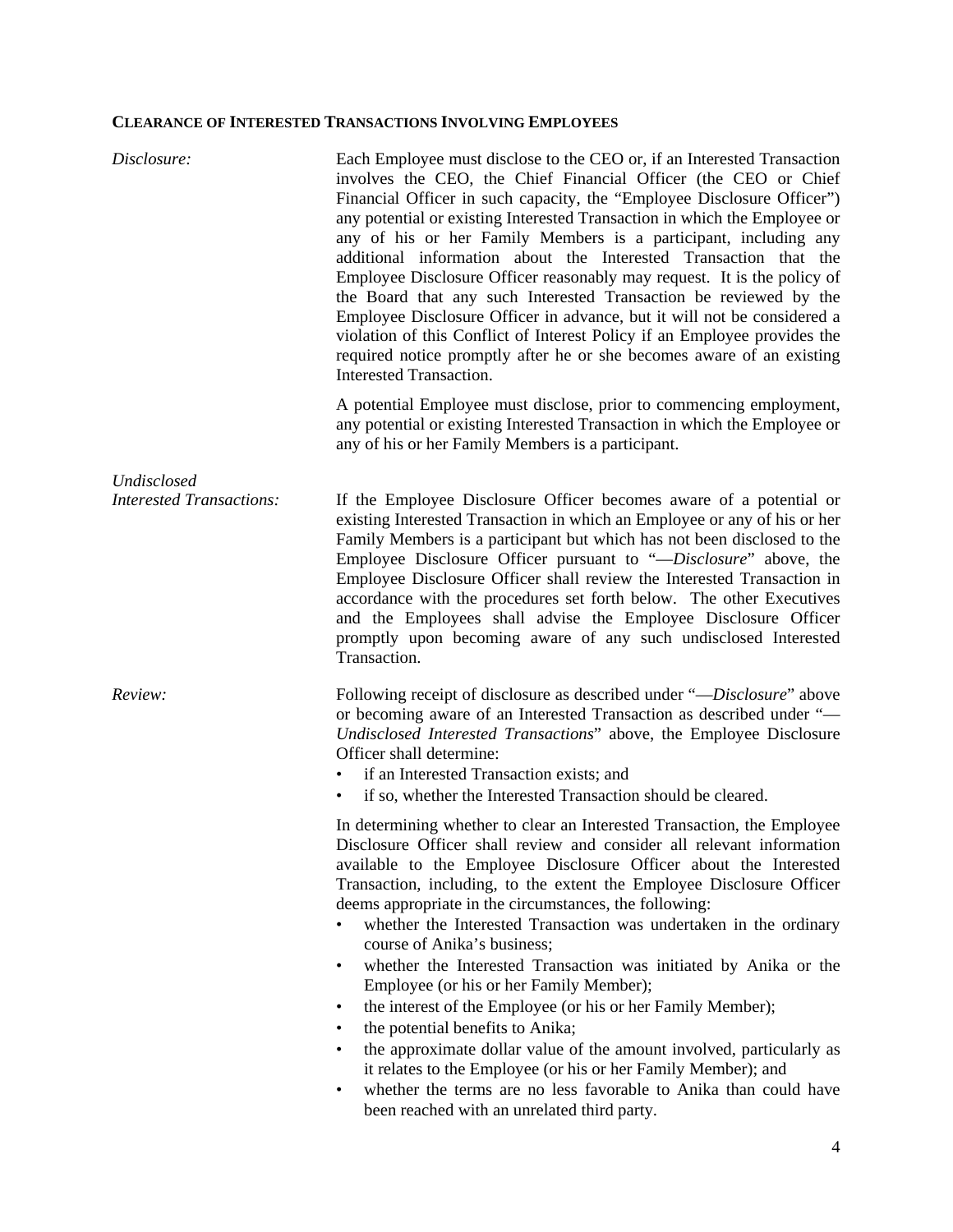**CLEARANCE OF INTERESTED TRANSACTIONS INVOLVING EMPLOYEES**

*Disclosure:*

Each Employee must disclose to the CEO or, if an Interested Transaction involves the CEO, the Chief Financial Officer (the CEO or Chief Financial Officer in such capacity, the "Employee Disclosure Officer") any potential or existing Interested Transaction in which the Employee or any of his or her Family Members is a participant, including any additional information about the Interested Transaction that the Employee Disclosure Officer reasonably may request. It is the policy of the Board that any such Interested Transaction be reviewed by the Employee Disclosure Officer in advance, but it will not be considered a violation of this Conflict of Interest Policy if an Employee provides the required notice promptly after he or she becomes aware of an existing Interested Transaction.

A potential Employee must disclose, prior to commencing employment, any potential or existing Interested Transaction in which the Employee or any of his or her Family Members is a participant.

*Undisclosed Interested Transactions:*

If the Employee Disclosure Officer becomes aware of a potential or existing Interested Transaction in which an Employee or any of his or her Family Members is a participant but which has not been disclosed to the Employee Disclosure Officer pursuant to "—*Disclosure*" above, the Employee Disclosure Officer shall review the Interested Transaction in accordance with the procedures set forth below. The other Executives and the Employees shall advise the Employee Disclosure Officer promptly upon becoming aware of any such undisclosed Interested Transaction.

*Review:*

Following receipt of disclosure as described under "—*Disclosure*" above or becoming aware of an Interested Transaction as described under "—*Undisclosed Interested Transactions*" above, the Employee Disclosure Officer shall determine:

- if an Interested Transaction exists; and
- if so, whether the Interested Transaction should be cleared.

In determining whether to clear an Interested Transaction, the Employee Disclosure Officer shall review and consider all relevant information available to the Employee Disclosure Officer about the Interested Transaction, including, to the extent the Employee Disclosure Officer deems appropriate in the circumstances, the following:

- whether the Interested Transaction was undertaken in the ordinary course of Anika's business;
- whether the Interested Transaction was initiated by Anika or the Employee (or his or her Family Member);
- the interest of the Employee (or his or her Family Member);
- the potential benefits to Anika;
- the approximate dollar value of the amount involved, particularly as it relates to the Employee (or his or her Family Member); and
- whether the terms are no less favorable to Anika than could have been reached with an unrelated third party.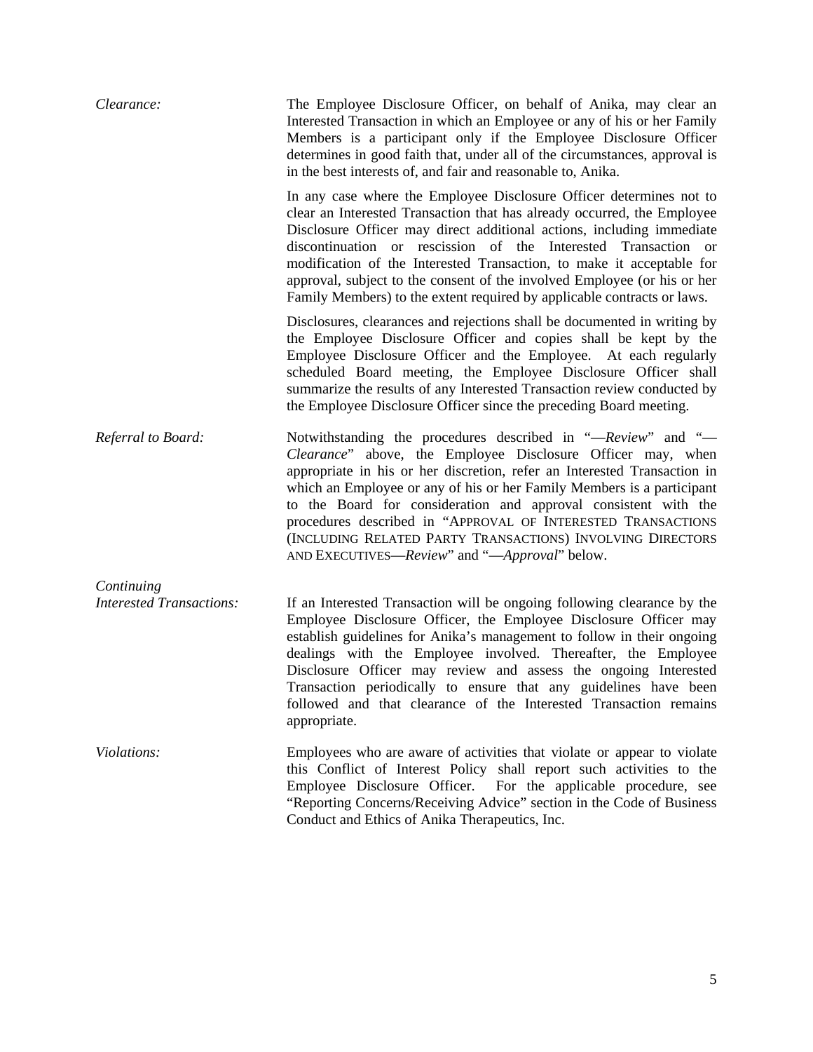*Clearance:*

The Employee Disclosure Officer, on behalf of Anika, may clear an Interested Transaction in which an Employee or any of his or her Family Members is a participant only if the Employee Disclosure Officer determines in good faith that, under all of the circumstances, approval is in the best interests of, and fair and reasonable to, Anika.

In any case where the Employee Disclosure Officer determines not to clear an Interested Transaction that has already occurred, the Employee Disclosure Officer may direct additional actions, including immediate discontinuation or rescission of the Interested Transaction or modification of the Interested Transaction, to make it acceptable for approval, subject to the consent of the involved Employee (or his or her Family Members) to the extent required by applicable contracts or laws.

Disclosures, clearances and rejections shall be documented in writing by the Employee Disclosure Officer and copies shall be kept by the Employee Disclosure Officer and the Employee. At each regularly scheduled Board meeting, the Employee Disclosure Officer shall summarize the results of any Interested Transaction review conducted by the Employee Disclosure Officer since the preceding Board meeting.

*Referral to Board:*

Notwithstanding the procedures described in "—*Review*" and "—*Clearance*" above, the Employee Disclosure Officer may, when appropriate in his or her discretion, refer an Interested Transaction in which an Employee or any of his or her Family Members is a participant to the Board for consideration and approval consistent with the procedures described in "APPROVAL OF INTERESTED TRANSACTIONS (INCLUDING RELATED PARTY TRANSACTIONS) INVOLVING DIRECTORS AND EXECUTIVES—*Review*" and "—*Approval*" below.

*Continuing Interested Transactions:*

If an Interested Transaction will be ongoing following clearance by the Employee Disclosure Officer, the Employee Disclosure Officer may establish guidelines for Anika's management to follow in their ongoing dealings with the Employee involved. Thereafter, the Employee Disclosure Officer may review and assess the ongoing Interested Transaction periodically to ensure that any guidelines have been followed and that clearance of the Interested Transaction remains appropriate.

*Violations:*

Employees who are aware of activities that violate or appear to violate this Conflict of Interest Policy shall report such activities to the Employee Disclosure Officer. For the applicable procedure, see "Reporting Concerns/Receiving Advice" section in the Code of Business Conduct and Ethics of Anika Therapeutics, Inc.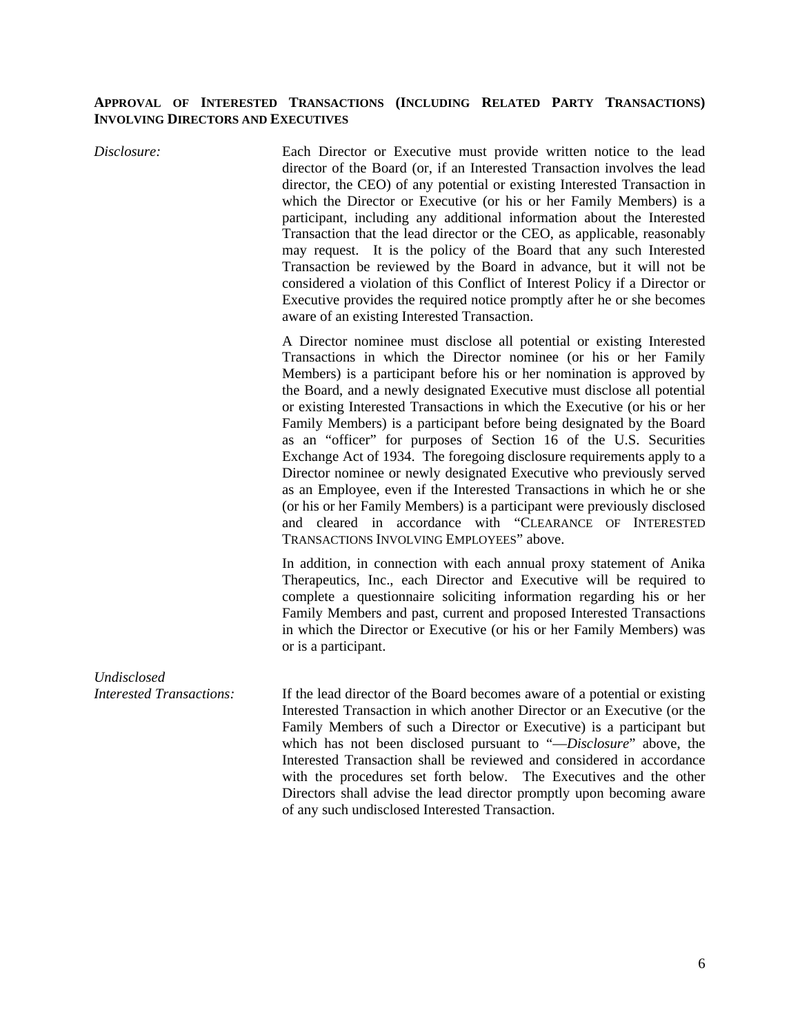**APPROVAL OF INTERESTED TRANSACTIONS (INCLUDING RELATED PARTY TRANSACTIONS) INVOLVING DIRECTORS AND EXECUTIVES**

*Disclosure:* Each Director or Executive must provide written notice to the lead director of the Board (or, if an Interested Transaction involves the lead director, the CEO) of any potential or existing Interested Transaction in which the Director or Executive (or his or her Family Members) is a participant, including any additional information about the Interested Transaction that the lead director or the CEO, as applicable, reasonably may request. It is the policy of the Board that any such Interested Transaction be reviewed by the Board in advance, but it will not be considered a violation of this Conflict of Interest Policy if a Director or Executive provides the required notice promptly after he or she becomes aware of an existing Interested Transaction.

A Director nominee must disclose all potential or existing Interested Transactions in which the Director nominee (or his or her Family Members) is a participant before his or her nomination is approved by the Board, and a newly designated Executive must disclose all potential or existing Interested Transactions in which the Executive (or his or her Family Members) is a participant before being designated by the Board as an "officer" for purposes of Section 16 of the U.S. Securities Exchange Act of 1934. The foregoing disclosure requirements apply to a Director nominee or newly designated Executive who previously served as an Employee, even if the Interested Transactions in which he or she (or his or her Family Members) is a participant were previously disclosed and cleared in accordance with "CLEARANCE OF INTERESTED TRANSACTIONS INVOLVING EMPLOYEES" above.

In addition, in connection with each annual proxy statement of Anika Therapeutics, Inc., each Director and Executive will be required to complete a questionnaire soliciting information regarding his or her Family Members and past, current and proposed Interested Transactions in which the Director or Executive (or his or her Family Members) was or is a participant.

*Undisclosed Interested Transactions:* If the lead director of the Board becomes aware of a potential or existing Interested Transaction in which another Director or an Executive (or the Family Members of such a Director or Executive) is a participant but which has not been disclosed pursuant to "—*Disclosure*" above, the Interested Transaction shall be reviewed and considered in accordance with the procedures set forth below. The Executives and the other Directors shall advise the lead director promptly upon becoming aware of any such undisclosed Interested Transaction.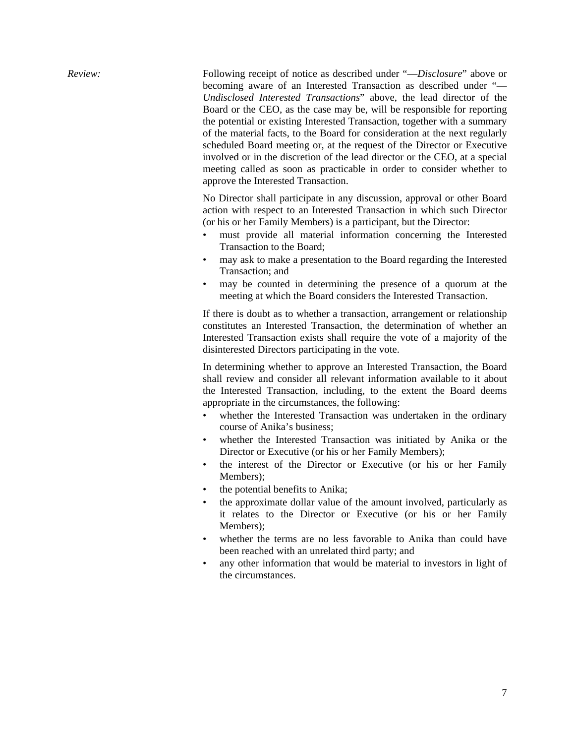*Review:*

Following receipt of notice as described under "—*Disclosure*" above or becoming aware of an Interested Transaction as described under "—*Undisclosed Interested Transactions*" above, the lead director of the Board or the CEO, as the case may be, will be responsible for reporting the potential or existing Interested Transaction, together with a summary of the material facts, to the Board for consideration at the next regularly scheduled Board meeting or, at the request of the Director or Executive involved or in the discretion of the lead director or the CEO, at a special meeting called as soon as practicable in order to consider whether to approve the Interested Transaction.

No Director shall participate in any discussion, approval or other Board action with respect to an Interested Transaction in which such Director (or his or her Family Members) is a participant, but the Director:

- must provide all material information concerning the Interested Transaction to the Board;
- may ask to make a presentation to the Board regarding the Interested Transaction; and
- may be counted in determining the presence of a quorum at the meeting at which the Board considers the Interested Transaction.

If there is doubt as to whether a transaction, arrangement or relationship constitutes an Interested Transaction, the determination of whether an Interested Transaction exists shall require the vote of a majority of the disinterested Directors participating in the vote.

In determining whether to approve an Interested Transaction, the Board shall review and consider all relevant information available to it about the Interested Transaction, including, to the extent the Board deems appropriate in the circumstances, the following:

- whether the Interested Transaction was undertaken in the ordinary course of Anika's business;
- whether the Interested Transaction was initiated by Anika or the Director or Executive (or his or her Family Members);
- the interest of the Director or Executive (or his or her Family Members);
- the potential benefits to Anika;
- the approximate dollar value of the amount involved, particularly as it relates to the Director or Executive (or his or her Family Members);
- whether the terms are no less favorable to Anika than could have been reached with an unrelated third party; and
- any other information that would be material to investors in light of the circumstances.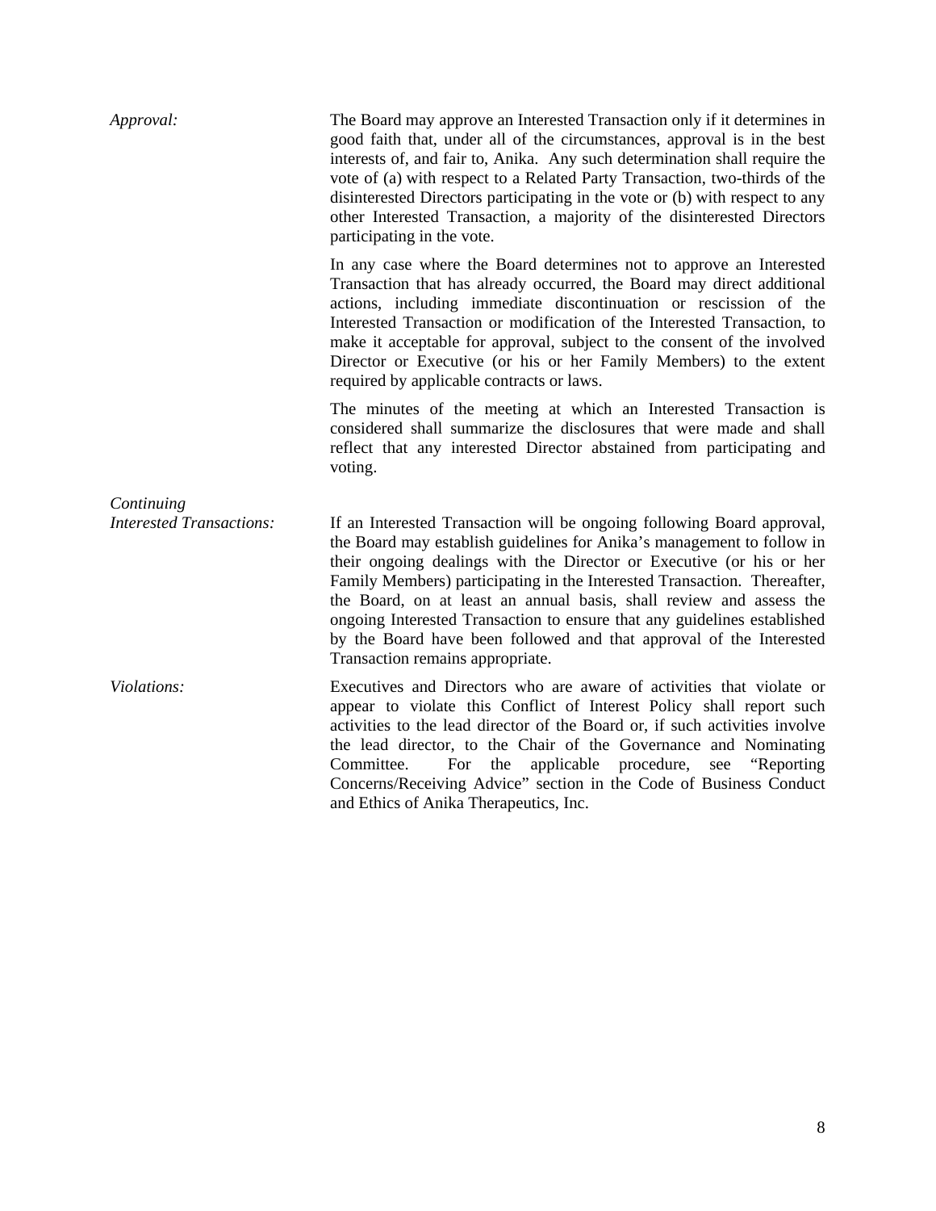*Approval:*

The Board may approve an Interested Transaction only if it determines in good faith that, under all of the circumstances, approval is in the best interests of, and fair to, Anika. Any such determination shall require the vote of (a) with respect to a Related Party Transaction, two-thirds of the disinterested Directors participating in the vote or (b) with respect to any other Interested Transaction, a majority of the disinterested Directors participating in the vote.

In any case where the Board determines not to approve an Interested Transaction that has already occurred, the Board may direct additional actions, including immediate discontinuation or rescission of the Interested Transaction or modification of the Interested Transaction, to make it acceptable for approval, subject to the consent of the involved Director or Executive (or his or her Family Members) to the extent required by applicable contracts or laws.

The minutes of the meeting at which an Interested Transaction is considered shall summarize the disclosures that were made and shall reflect that any interested Director abstained from participating and voting.

*Continuing Interested Transactions:*

If an Interested Transaction will be ongoing following Board approval, the Board may establish guidelines for Anika's management to follow in their ongoing dealings with the Director or Executive (or his or her Family Members) participating in the Interested Transaction. Thereafter, the Board, on at least an annual basis, shall review and assess the ongoing Interested Transaction to ensure that any guidelines established by the Board have been followed and that approval of the Interested Transaction remains appropriate.

*Violations:*

Executives and Directors who are aware of activities that violate or appear to violate this Conflict of Interest Policy shall report such activities to the lead director of the Board or, if such activities involve the lead director, to the Chair of the Governance and Nominating Committee. For the applicable procedure, see "Reporting Concerns/Receiving Advice" section in the Code of Business Conduct and Ethics of Anika Therapeutics, Inc.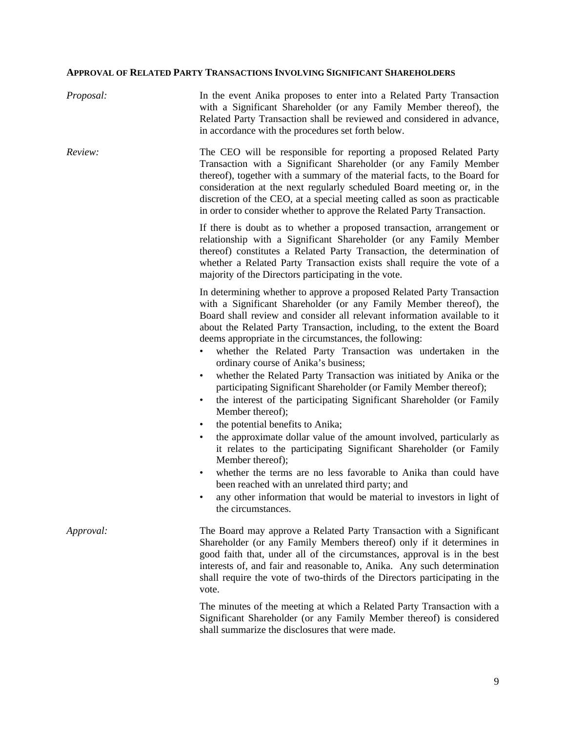### APPROVAL OF RELATED PARTY TRANSACTIONS INVOLVING SIGNIFICANT SHAREHOLDERS

*Proposal:* In the event Anika proposes to enter into a Related Party Transaction with a Significant Shareholder (or any Family Member thereof), the Related Party Transaction shall be reviewed and considered in advance, in accordance with the procedures set forth below.

*Review:* The CEO will be responsible for reporting a proposed Related Party Transaction with a Significant Shareholder (or any Family Member thereof), together with a summary of the material facts, to the Board for consideration at the next regularly scheduled Board meeting or, in the discretion of the CEO, at a special meeting called as soon as practicable in order to consider whether to approve the Related Party Transaction.

If there is doubt as to whether a proposed transaction, arrangement or relationship with a Significant Shareholder (or any Family Member thereof) constitutes a Related Party Transaction, the determination of whether a Related Party Transaction exists shall require the vote of a majority of the Directors participating in the vote.

In determining whether to approve a proposed Related Party Transaction with a Significant Shareholder (or any Family Member thereof), the Board shall review and consider all relevant information available to it about the Related Party Transaction, including, to the extent the Board deems appropriate in the circumstances, the following:

- whether the Related Party Transaction was undertaken in the ordinary course of Anika's business;
- whether the Related Party Transaction was initiated by Anika or the participating Significant Shareholder (or Family Member thereof);
- the interest of the participating Significant Shareholder (or Family Member thereof);
- the potential benefits to Anika;
- the approximate dollar value of the amount involved, particularly as it relates to the participating Significant Shareholder (or Family Member thereof);
- whether the terms are no less favorable to Anika than could have been reached with an unrelated third party; and
- any other information that would be material to investors in light of the circumstances.

*Approval:* The Board may approve a Related Party Transaction with a Significant Shareholder (or any Family Members thereof) only if it determines in good faith that, under all of the circumstances, approval is in the best interests of, and fair and reasonable to, Anika. Any such determination shall require the vote of two-thirds of the Directors participating in the vote.

The minutes of the meeting at which a Related Party Transaction with a Significant Shareholder (or any Family Member thereof) is considered shall summarize the disclosures that were made.